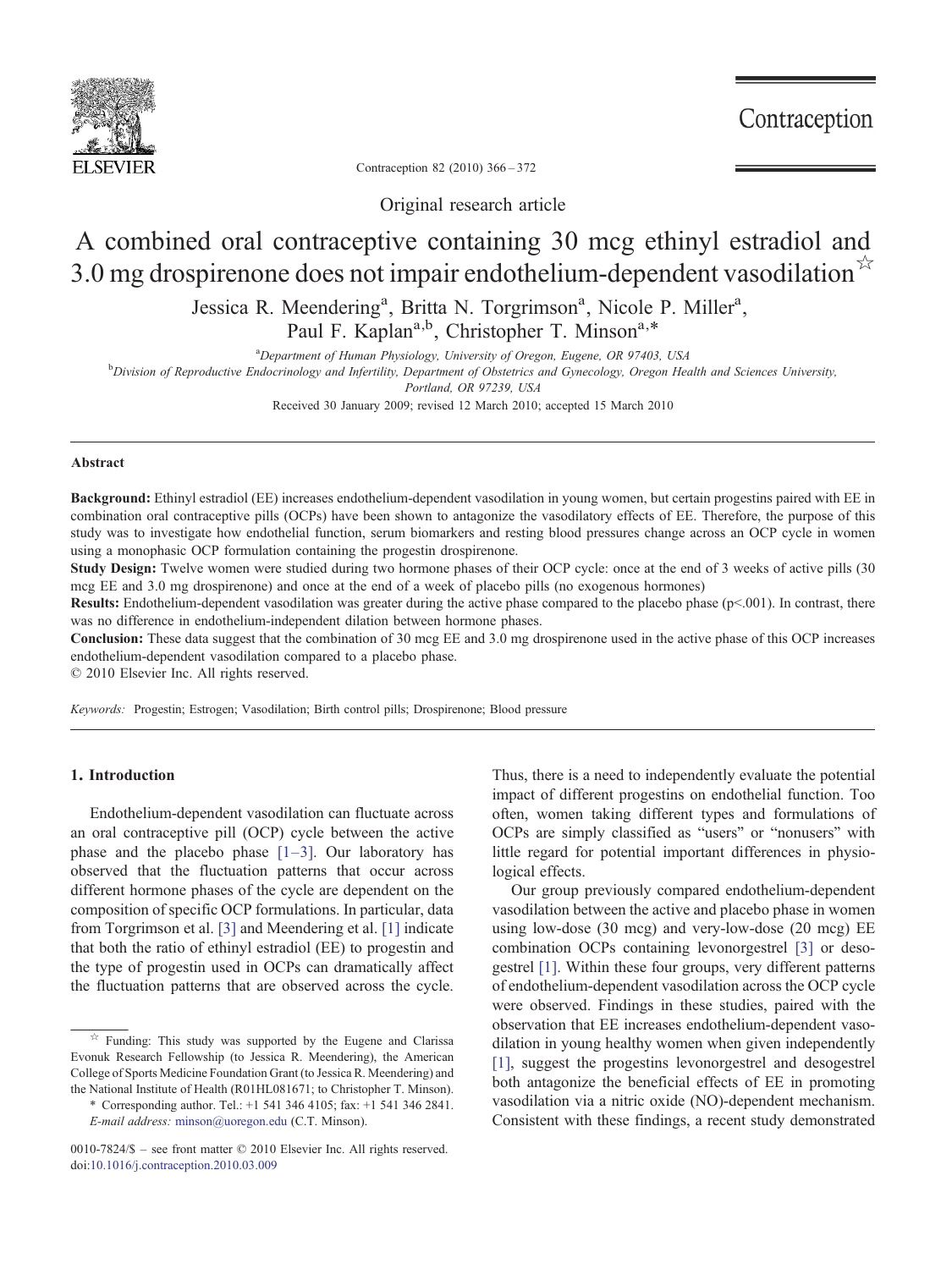Original research article

# A combined oral contraceptive containing 30 mcg ethinyl estradiol and 3.0 mg drospirenone does not impair endothelium-dependent vasodilation☆

Jessica R. Meendering[a], Britta N. Torgrimson[a], Nicole P. Miller[a], Paul F. Kaplan[a,b], Christopher T. Minson[a,*]

[a]Department of Human Physiology, University of Oregon, Eugene, OR 97403, USA

[b]Division of Reproductive Endocrinology and Infertility, Department of Obstetrics and Gynecology, Oregon Health and Sciences University, Portland, OR 97239, USA

Received 30 January 2009; revised 12 March 2010; accepted 15 March 2010

## Abstract

**Background:** Ethinyl estradiol (EE) increases endothelium-dependent vasodilation in young women, but certain progestins paired with EE in combination oral contraceptive pills (OCPs) have been shown to antagonize the vasodilatory effects of EE. Therefore, the purpose of this study was to investigate how endothelial function, serum biomarkers and resting blood pressures change across an OCP cycle in women using a monophasic OCP formulation containing the progestin drospirenone.

**Study Design:** Twelve women were studied during two hormone phases of their OCP cycle: once at the end of 3 weeks of active pills (30 mcg EE and 3.0 mg drospirenone) and once at the end of a week of placebo pills (no exogenous hormones)

**Results:** Endothelium-dependent vasodilation was greater during the active phase compared to the placebo phase ($p<.001$). In contrast, there was no difference in endothelium-independent dilation between hormone phases.

**Conclusion:** These data suggest that the combination of 30 mcg EE and 3.0 mg drospirenone used in the active phase of this OCP increases endothelium-dependent vasodilation compared to a placebo phase.

© 2010 Elsevier Inc. All rights reserved.

*Keywords:* Progestin; Estrogen; Vasodilation; Birth control pills; Drospirenone; Blood pressure

## 1. Introduction

Endothelium-dependent vasodilation can fluctuate across an oral contraceptive pill (OCP) cycle between the active phase and the placebo phase [1–3]. Our laboratory has observed that the fluctuation patterns that occur across different hormone phases of the cycle are dependent on the composition of specific OCP formulations. In particular, data from Torgrimson et al. [3] and Meendering et al. [1] indicate that both the ratio of ethinyl estradiol (EE) to progestin and the type of progestin used in OCPs can dramatically affect the fluctuation patterns that are observed across the cycle. Thus, there is a need to independently evaluate the potential impact of different progestins on endothelial function. Too often, women taking different types and formulations of OCPs are simply classified as "users" or "nonusers" with little regard for potential important differences in physiological effects.

Our group previously compared endothelium-dependent vasodilation between the active and placebo phase in women using low-dose (30 mcg) and very-low-dose (20 mcg) EE combination OCPs containing levonorgestrel [3] or desogestrel [1]. Within these four groups, very different patterns of endothelium-dependent vasodilation across the OCP cycle were observed. Findings in these studies, paired with the observation that EE increases endothelium-dependent vasodilation in young healthy women when given independently [1], suggest the progestins levonorgestrel and desogestrel both antagonize the beneficial effects of EE in promoting vasodilation via a nitric oxide (NO)-dependent mechanism. Consistent with these findings, a recent study demonstrated

☆ Funding: This study was supported by the Eugene and Clarissa Evonuk Research Fellowship (to Jessica R. Meendering), the American College of Sports Medicine Foundation Grant (to Jessica R. Meendering) and the National Institute of Health (R01HL081671; to Christopher T. Minson).

\* Corresponding author. Tel.: +1 541 346 4105; fax: +1 541 346 2841. *E-mail address:* minson@uoregon.edu (C.T. Minson).

0010-7824/$ – see front matter © 2010 Elsevier Inc. All rights reserved.
doi:10.1016/j.contraception.2010.03.009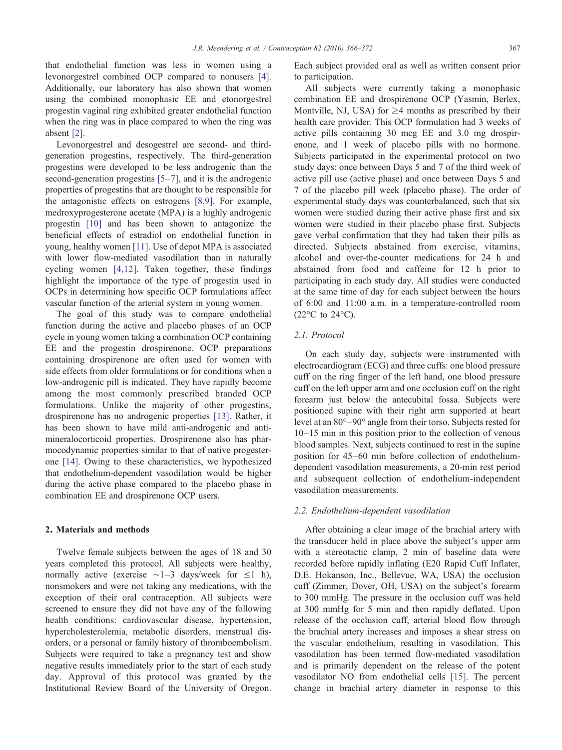that endothelial function was less in women using a levonorgestrel combined OCP compared to nonusers [4]. Additionally, our laboratory has also shown that women using the combined monophasic EE and etonorgestrel progestin vaginal ring exhibited greater endothelial function when the ring was in place compared to when the ring was absent [2].

Levonorgestrel and desogestrel are second- and third-generation progestins, respectively. The third-generation progestins were developed to be less androgenic than the second-generation progestins [5–7], and it is the androgenic properties of progestins that are thought to be responsible for the antagonistic effects on estrogens [8,9]. For example, medroxyprogesterone acetate (MPA) is a highly androgenic progestin [10] and has been shown to antagonize the beneficial effects of estradiol on endothelial function in young, healthy women [11]. Use of depot MPA is associated with lower flow-mediated vasodilation than in naturally cycling women [4,12]. Taken together, these findings highlight the importance of the type of progestin used in OCPs in determining how specific OCP formulations affect vascular function of the arterial system in young women.

The goal of this study was to compare endothelial function during the active and placebo phases of an OCP cycle in young women taking a combination OCP containing EE and the progestin drospirenone. OCP preparations containing drospirenone are often used for women with side effects from older formulations or for conditions when a low-androgenic pill is indicated. They have rapidly become among the most commonly prescribed branded OCP formulations. Unlike the majority of other progestins, drospirenone has no androgenic properties [13]. Rather, it has been shown to have mild anti-androgenic and anti-mineralocorticoid properties. Drospirenone also has pharmocodynamic properties similar to that of native progesterone [14]. Owing to these characteristics, we hypothesized that endothelium-dependent vasodilation would be higher during the active phase compared to the placebo phase in combination EE and drospirenone OCP users.

## 2. Materials and methods

Twelve female subjects between the ages of 18 and 30 years completed this protocol. All subjects were healthy, normally active (exercise ~1–3 days/week for ≤1 h), nonsmokers and were not taking any medications, with the exception of their oral contraception. All subjects were screened to ensure they did not have any of the following health conditions: cardiovascular disease, hypertension, hypercholesterolemia, metabolic disorders, menstrual disorders, or a personal or family history of thromboembolism. Subjects were required to take a pregnancy test and show negative results immediately prior to the start of each study day. Approval of this protocol was granted by the Institutional Review Board of the University of Oregon. Each subject provided oral as well as written consent prior to participation.

All subjects were currently taking a monophasic combination EE and drospirenone OCP (Yasmin, Berlex, Montville, NJ, USA) for ≥4 months as prescribed by their health care provider. This OCP formulation had 3 weeks of active pills containing 30 mcg EE and 3.0 mg drospirenone, and 1 week of placebo pills with no hormone. Subjects participated in the experimental protocol on two study days: once between Days 5 and 7 of the third week of active pill use (active phase) and once between Days 5 and 7 of the placebo pill week (placebo phase). The order of experimental study days was counterbalanced, such that six women were studied during their active phase first and six women were studied in their placebo phase first. Subjects gave verbal confirmation that they had taken their pills as directed. Subjects abstained from exercise, vitamins, alcohol and over-the-counter medications for 24 h and abstained from food and caffeine for 12 h prior to participating in each study day. All studies were conducted at the same time of day for each subject between the hours of 6:00 and 11:00 a.m. in a temperature-controlled room (22°C to 24°C).

### 2.1. Protocol

On each study day, subjects were instrumented with electrocardiogram (ECG) and three cuffs: one blood pressure cuff on the ring finger of the left hand, one blood pressure cuff on the left upper arm and one occlusion cuff on the right forearm just below the antecubital fossa. Subjects were positioned supine with their right arm supported at heart level at an 80°–90° angle from their torso. Subjects rested for 10–15 min in this position prior to the collection of venous blood samples. Next, subjects continued to rest in the supine position for 45–60 min before collection of endothelium-dependent vasodilation measurements, a 20-min rest period and subsequent collection of endothelium-independent vasodilation measurements.

### 2.2. Endothelium-dependent vasodilation

After obtaining a clear image of the brachial artery with the transducer held in place above the subject's upper arm with a stereotactic clamp, 2 min of baseline data were recorded before rapidly inflating (E20 Rapid Cuff Inflater, D.E. Hokanson, Inc., Bellevue, WA, USA) the occlusion cuff (Zimmer, Dover, OH, USA) on the subject's forearm to 300 mmHg. The pressure in the occlusion cuff was held at 300 mmHg for 5 min and then rapidly deflated. Upon release of the occlusion cuff, arterial blood flow through the brachial artery increases and imposes a shear stress on the vascular endothelium, resulting in vasodilation. This vasodilation has been termed flow-mediated vasodilation and is primarily dependent on the release of the potent vasodilator NO from endothelial cells [15]. The percent change in brachial artery diameter in response to this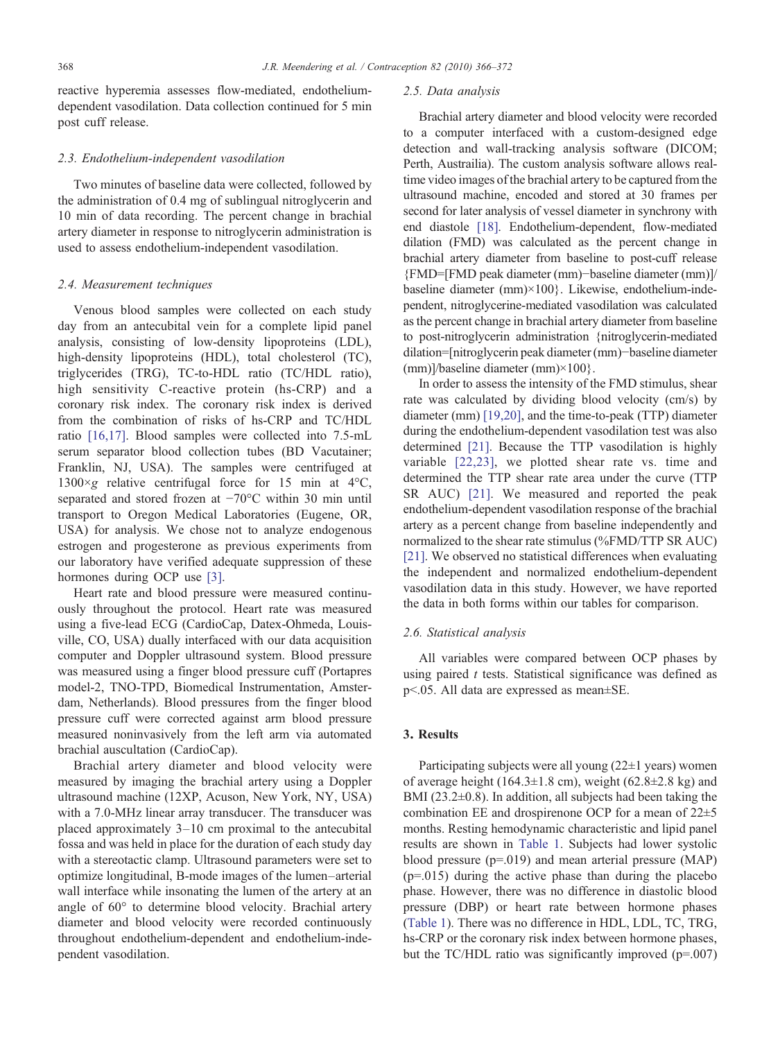reactive hyperemia assesses flow-mediated, endothelium-dependent vasodilation. Data collection continued for 5 min post cuff release.

### 2.3. Endothelium-independent vasodilation

Two minutes of baseline data were collected, followed by the administration of 0.4 mg of sublingual nitroglycerin and 10 min of data recording. The percent change in brachial artery diameter in response to nitroglycerin administration is used to assess endothelium-independent vasodilation.

### 2.4. Measurement techniques

Venous blood samples were collected on each study day from an antecubital vein for a complete lipid panel analysis, consisting of low-density lipoproteins (LDL), high-density lipoproteins (HDL), total cholesterol (TC), triglycerides (TRG), TC-to-HDL ratio (TC/HDL ratio), high sensitivity C-reactive protein (hs-CRP) and a coronary risk index. The coronary risk index is derived from the combination of risks of hs-CRP and TC/HDL ratio [16,17]. Blood samples were collected into 7.5-mL serum separator blood collection tubes (BD Vacutainer; Franklin, NJ, USA). The samples were centrifuged at 1300×*g* relative centrifugal force for 15 min at 4°C, separated and stored frozen at −70°C within 30 min until transport to Oregon Medical Laboratories (Eugene, OR, USA) for analysis. We chose not to analyze endogenous estrogen and progesterone as previous experiments from our laboratory have verified adequate suppression of these hormones during OCP use [3].

Heart rate and blood pressure were measured continuously throughout the protocol. Heart rate was measured using a five-lead ECG (CardioCap, Datex-Ohmeda, Louisville, CO, USA) dually interfaced with our data acquisition computer and Doppler ultrasound system. Blood pressure was measured using a finger blood pressure cuff (Portapres model-2, TNO-TPD, Biomedical Instrumentation, Amsterdam, Netherlands). Blood pressures from the finger blood pressure cuff were corrected against arm blood pressure measured noninvasively from the left arm via automated brachial auscultation (CardioCap).

Brachial artery diameter and blood velocity were measured by imaging the brachial artery using a Doppler ultrasound machine (12XP, Acuson, New York, NY, USA) with a 7.0-MHz linear array transducer. The transducer was placed approximately 3–10 cm proximal to the antecubital fossa and was held in place for the duration of each study day with a stereotactic clamp. Ultrasound parameters were set to optimize longitudinal, B-mode images of the lumen–arterial wall interface while insonating the lumen of the artery at an angle of 60° to determine blood velocity. Brachial artery diameter and blood velocity were recorded continuously throughout endothelium-dependent and endothelium-independent vasodilation.

### 2.5. Data analysis

Brachial artery diameter and blood velocity were recorded to a computer interfaced with a custom-designed edge detection and wall-tracking analysis software (DICOM; Perth, Austrailia). The custom analysis software allows real-time video images of the brachial artery to be captured from the ultrasound machine, encoded and stored at 30 frames per second for later analysis of vessel diameter in synchrony with end diastole [18]. Endothelium-dependent, flow-mediated dilation (FMD) was calculated as the percent change in brachial artery diameter from baseline to post-cuff release {FMD=[FMD peak diameter (mm)−baseline diameter (mm)]/ baseline diameter (mm)×100}. Likewise, endothelium-independent, nitroglycerine-mediated vasodilation was calculated as the percent change in brachial artery diameter from baseline to post-nitroglycerin administration {nitroglycerin-mediated dilation=[nitroglycerin peak diameter (mm)−baseline diameter (mm)]/baseline diameter (mm)×100}.

In order to assess the intensity of the FMD stimulus, shear rate was calculated by dividing blood velocity (cm/s) by diameter (mm) [19,20], and the time-to-peak (TTP) diameter during the endothelium-dependent vasodilation test was also determined [21]. Because the TTP vasodilation is highly variable [22,23], we plotted shear rate vs. time and determined the TTP shear rate area under the curve (TTP SR AUC) [21]. We measured and reported the peak endothelium-dependent vasodilation response of the brachial artery as a percent change from baseline independently and normalized to the shear rate stimulus (%FMD/TTP SR AUC) [21]. We observed no statistical differences when evaluating the independent and normalized endothelium-dependent vasodilation data in this study. However, we have reported the data in both forms within our tables for comparison.

### 2.6. Statistical analysis

All variables were compared between OCP phases by using paired *t* tests. Statistical significance was defined as $p<.05$. All data are expressed as mean±SE.

## 3. Results

Participating subjects were all young (22±1 years) women of average height (164.3±1.8 cm), weight (62.8±2.8 kg) and BMI (23.2±0.8). In addition, all subjects had been taking the combination EE and drospirenone OCP for a mean of 22±5 months. Resting hemodynamic characteristic and lipid panel results are shown in Table 1. Subjects had lower systolic blood pressure ($p=.019$) and mean arterial pressure (MAP) ($p=.015$) during the active phase than during the placebo phase. However, there was no difference in diastolic blood pressure (DBP) or heart rate between hormone phases (Table 1). There was no difference in HDL, LDL, TC, TRG, hs-CRP or the coronary risk index between hormone phases, but the TC/HDL ratio was significantly improved ($p=.007$)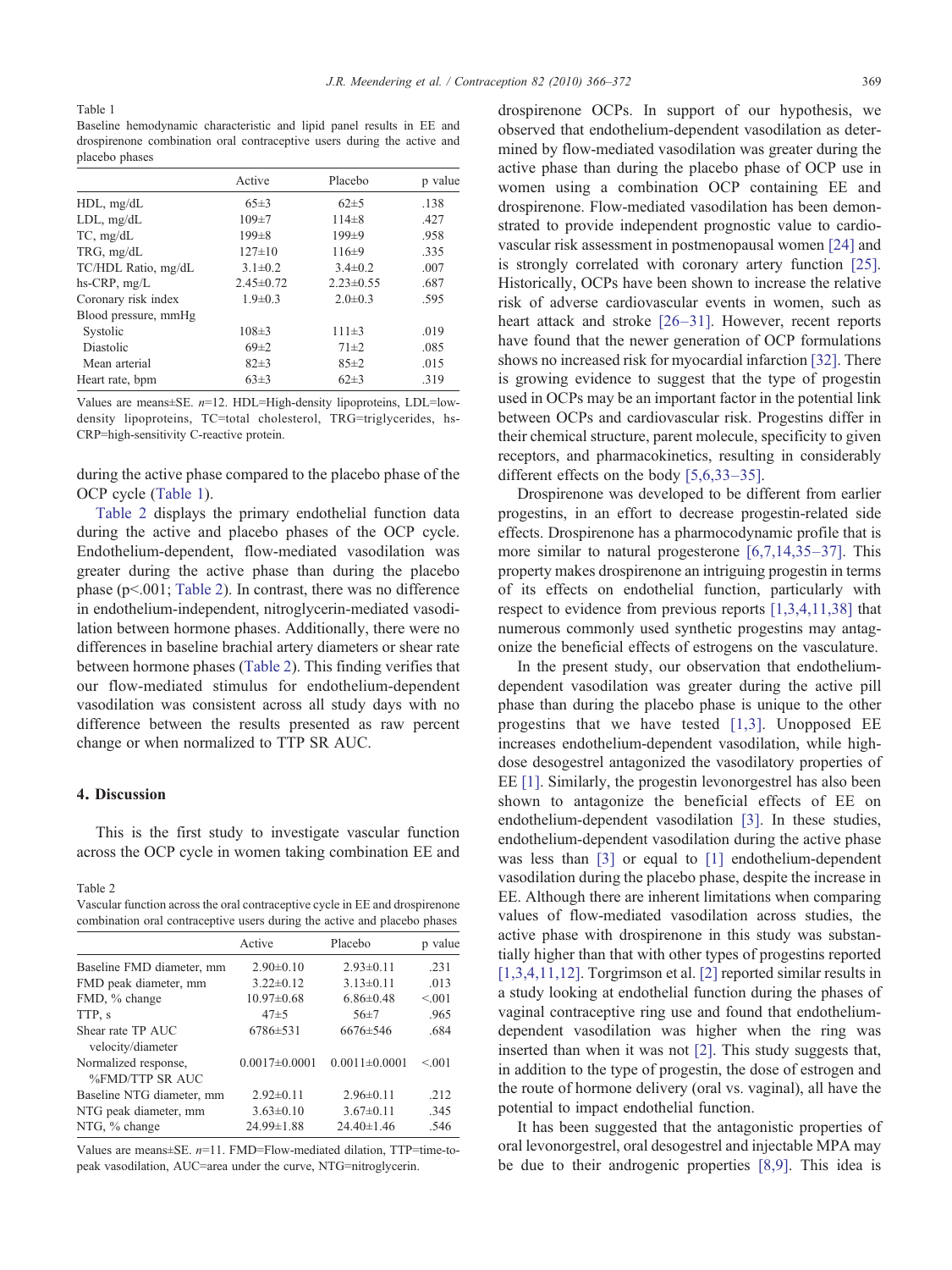Table 1
Baseline hemodynamic characteristic and lipid panel results in EE and drospirenone combination oral contraceptive users during the active and placebo phases

| | Active | Placebo | p value |
|---|---|---|---|
| HDL, mg/dL | 65±3 | 62±5 | .138 |
| LDL, mg/dL | 109±7 | 114±8 | .427 |
| TC, mg/dL | 199±8 | 199±9 | .958 |
| TRG, mg/dL | 127±10 | 116±9 | .335 |
| TC/HDL Ratio, mg/dL | 3.1±0.2 | 3.4±0.2 | .007 |
| hs-CRP, mg/L | 2.45±0.72 | 2.23±0.55 | .687 |
| Coronary risk index | 1.9±0.3 | 2.0±0.3 | .595 |
| Blood pressure, mmHg | | | |
| Systolic | 108±3 | 111±3 | .019 |
| Diastolic | 69±2 | 71±2 | .085 |
| Mean arterial | 82±3 | 85±2 | .015 |
| Heart rate, bpm | 63±3 | 62±3 | .319 |

Values are means±SE. $n$=12. HDL=High-density lipoproteins, LDL=low-density lipoproteins, TC=total cholesterol, TRG=triglycerides, hs-CRP=high-sensitivity C-reactive protein.

during the active phase compared to the placebo phase of the OCP cycle (Table 1).

Table 2 displays the primary endothelial function data during the active and placebo phases of the OCP cycle. Endothelium-dependent, flow-mediated vasodilation was greater during the active phase than during the placebo phase ($p<.001$; Table 2). In contrast, there was no difference in endothelium-independent, nitroglycerin-mediated vasodilation between hormone phases. Additionally, there were no differences in baseline brachial artery diameters or shear rate between hormone phases (Table 2). This finding verifies that our flow-mediated stimulus for endothelium-dependent vasodilation was consistent across all study days with no difference between the results presented as raw percent change or when normalized to TTP SR AUC.

## 4. Discussion

This is the first study to investigate vascular function across the OCP cycle in women taking combination EE and drospirenone OCPs. In support of our hypothesis, we observed that endothelium-dependent vasodilation as determined by flow-mediated vasodilation was greater during the active phase than during the placebo phase of OCP use in women using a combination OCP containing EE and drospirenone. Flow-mediated vasodilation has been demonstrated to provide independent prognostic value to cardiovascular risk assessment in postmenopausal women [24] and is strongly correlated with coronary artery function [25]. Historically, OCPs have been shown to increase the relative risk of adverse cardiovascular events in women, such as heart attack and stroke [26–31]. However, recent reports have found that the newer generation of OCP formulations shows no increased risk for myocardial infarction [32]. There is growing evidence to suggest that the type of progestin used in OCPs may be an important factor in the potential link between OCPs and cardiovascular risk. Progestins differ in their chemical structure, parent molecule, specificity to given receptors, and pharmacokinetics, resulting in considerably different effects on the body [5,6,33–35].

Drospirenone was developed to be different from earlier progestins, in an effort to decrease progestin-related side effects. Drospirenone has a pharmacodynamic profile that is more similar to natural progesterone [6,7,14,35–37]. This property makes drospirenone an intriguing progestin in terms of its effects on endothelial function, particularly with respect to evidence from previous reports [1,3,4,11,38] that numerous commonly used synthetic progestins may antagonize the beneficial effects of estrogens on the vasculature.

In the present study, our observation that endothelium-dependent vasodilation was greater during the active pill phase than during the placebo phase is unique to the other progestins that we have tested [1,3]. Unopposed EE increases endothelium-dependent vasodilation, while high-dose desogestrel antagonized the vasodilatory properties of EE [1]. Similarly, the progestin levonorgestrel has also been shown to antagonize the beneficial effects of EE on endothelium-dependent vasodilation [3]. In these studies, endothelium-dependent vasodilation during the active phase was less than [3] or equal to [1] endothelium-dependent vasodilation during the placebo phase, despite the increase in EE. Although there are inherent limitations when comparing values of flow-mediated vasodilation across studies, the active phase with drospirenone in this study was substantially higher than that with other types of progestins reported [1,3,4,11,12]. Torgrimson et al. [2] reported similar results in a study looking at endothelial function during the phases of vaginal contraceptive ring use and found that endothelium-dependent vasodilation was higher when the ring was inserted than when it was not [2]. This study suggests that, in addition to the type of progestin, the dose of estrogen and the route of hormone delivery (oral vs. vaginal), all have the potential to impact endothelial function.

It has been suggested that the antagonistic properties of oral levonorgestrel, oral desogestrel and injectable MPA may be due to their androgenic properties [8,9]. This idea is

Table 2
Vascular function across the oral contraceptive cycle in EE and drospirenone combination oral contraceptive users during the active and placebo phases

| | Active | Placebo | p value |
|---|---|---|---|
| Baseline FMD diameter, mm | 2.90±0.10 | 2.93±0.11 | .231 |
| FMD peak diameter, mm | 3.22±0.12 | 3.13±0.11 | .013 |
| FMD, % change | 10.97±0.68 | 6.86±0.48 | <.001 |
| TTP, s | 47±5 | 56±7 | .965 |
| Shear rate TP AUC velocity/diameter | 6786±531 | 6676±546 | .684 |
| Normalized response, %FMD/TTP SR AUC | 0.0017±0.0001 | 0.0011±0.0001 | <.001 |
| Baseline NTG diameter, mm | 2.92±0.11 | 2.96±0.11 | .212 |
| NTG peak diameter, mm | 3.63±0.10 | 3.67±0.11 | .345 |
| NTG, % change | 24.99±1.88 | 24.40±1.46 | .546 |

Values are means±SE. $n$=11. FMD=Flow-mediated dilation, TTP=time-to-peak vasodilation, AUC=area under the curve, NTG=nitroglycerin.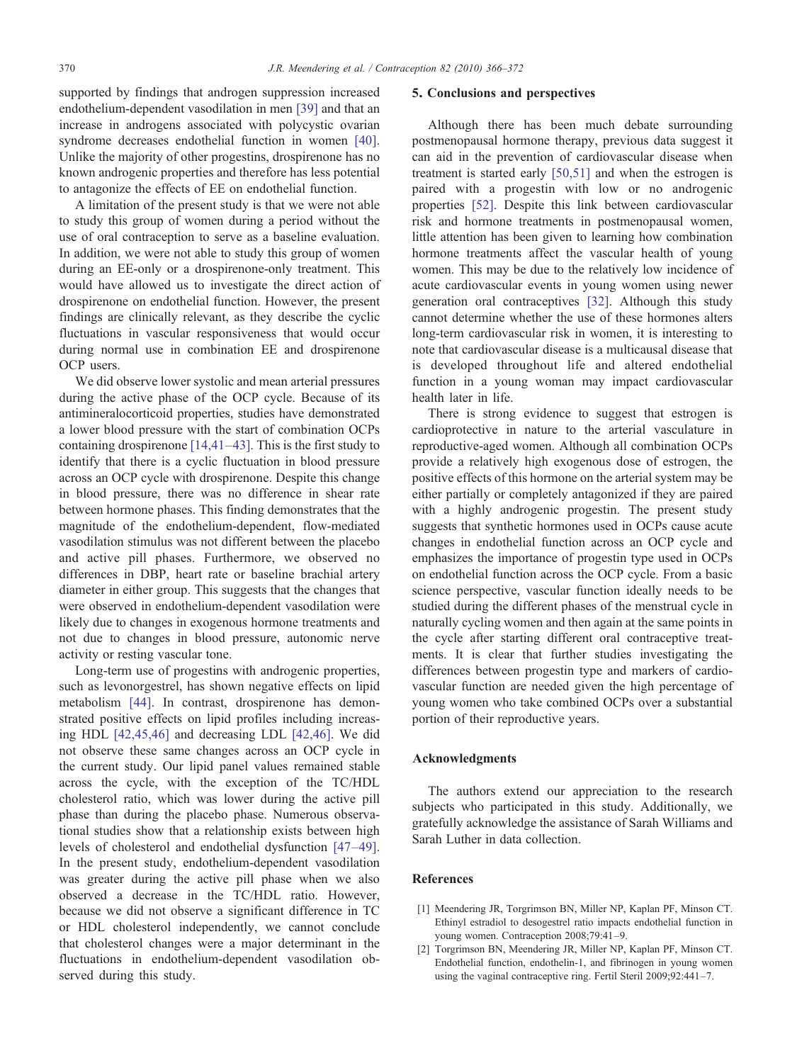supported by findings that androgen suppression increased endothelium-dependent vasodilation in men [39] and that an increase in androgens associated with polycystic ovarian syndrome decreases endothelial function in women [40]. Unlike the majority of other progestins, drospirenone has no known androgenic properties and therefore has less potential to antagonize the effects of EE on endothelial function.

A limitation of the present study is that we were not able to study this group of women during a period without the use of oral contraception to serve as a baseline evaluation. In addition, we were not able to study this group of women during an EE-only or a drospirenone-only treatment. This would have allowed us to investigate the direct action of drospirenone on endothelial function. However, the present findings are clinically relevant, as they describe the cyclic fluctuations in vascular responsiveness that would occur during normal use in combination EE and drospirenone OCP users.

We did observe lower systolic and mean arterial pressures during the active phase of the OCP cycle. Because of its antimineralocorticoid properties, studies have demonstrated a lower blood pressure with the start of combination OCPs containing drospirenone [14,41–43]. This is the first study to identify that there is a cyclic fluctuation in blood pressure across an OCP cycle with drospirenone. Despite this change in blood pressure, there was no difference in shear rate between hormone phases. This finding demonstrates that the magnitude of the endothelium-dependent, flow-mediated vasodilation stimulus was not different between the placebo and active pill phases. Furthermore, we observed no differences in DBP, heart rate or baseline brachial artery diameter in either group. This suggests that the changes that were observed in endothelium-dependent vasodilation were likely due to changes in exogenous hormone treatments and not due to changes in blood pressure, autonomic nerve activity or resting vascular tone.

Long-term use of progestins with androgenic properties, such as levonorgestrel, has shown negative effects on lipid metabolism [44]. In contrast, drospirenone has demonstrated positive effects on lipid profiles including increasing HDL [42,45,46] and decreasing LDL [42,46]. We did not observe these same changes across an OCP cycle in the current study. Our lipid panel values remained stable across the cycle, with the exception of the TC/HDL cholesterol ratio, which was lower during the active pill phase than during the placebo phase. Numerous observational studies show that a relationship exists between high levels of cholesterol and endothelial dysfunction [47–49]. In the present study, endothelium-dependent vasodilation was greater during the active pill phase when we also observed a decrease in the TC/HDL ratio. However, because we did not observe a significant difference in TC or HDL cholesterol independently, we cannot conclude that cholesterol changes were a major determinant in the fluctuations in endothelium-dependent vasodilation observed during this study.

## 5. Conclusions and perspectives

Although there has been much debate surrounding postmenopausal hormone therapy, previous data suggest it can aid in the prevention of cardiovascular disease when treatment is started early [50,51] and when the estrogen is paired with a progestin with low or no androgenic properties [52]. Despite this link between cardiovascular risk and hormone treatments in postmenopausal women, little attention has been given to learning how combination hormone treatments affect the vascular health of young women. This may be due to the relatively low incidence of acute cardiovascular events in young women using newer generation oral contraceptives [32]. Although this study cannot determine whether the use of these hormones alters long-term cardiovascular risk in women, it is interesting to note that cardiovascular disease is a multicausal disease that is developed throughout life and altered endothelial function in a young woman may impact cardiovascular health later in life.

There is strong evidence to suggest that estrogen is cardioprotective in nature to the arterial vasculature in reproductive-aged women. Although all combination OCPs provide a relatively high exogenous dose of estrogen, the positive effects of this hormone on the arterial system may be either partially or completely antagonized if they are paired with a highly androgenic progestin. The present study suggests that synthetic hormones used in OCPs cause acute changes in endothelial function across an OCP cycle and emphasizes the importance of progestin type used in OCPs on endothelial function across the OCP cycle. From a basic science perspective, vascular function ideally needs to be studied during the different phases of the menstrual cycle in naturally cycling women and then again at the same points in the cycle after starting different oral contraceptive treatments. It is clear that further studies investigating the differences between progestin type and markers of cardiovascular function are needed given the high percentage of young women who take combined OCPs over a substantial portion of their reproductive years.

## Acknowledgments

The authors extend our appreciation to the research subjects who participated in this study. Additionally, we gratefully acknowledge the assistance of Sarah Williams and Sarah Luther in data collection.

## References

[1] Meendering JR, Torgrimson BN, Miller NP, Kaplan PF, Minson CT. Ethinyl estradiol to desogestrel ratio impacts endothelial function in young women. Contraception 2008;79:41–9.

[2] Torgrimson BN, Meendering JR, Miller NP, Kaplan PF, Minson CT. Endothelial function, endothelin-1, and fibrinogen in young women using the vaginal contraceptive ring. Fertil Steril 2009;92:441–7.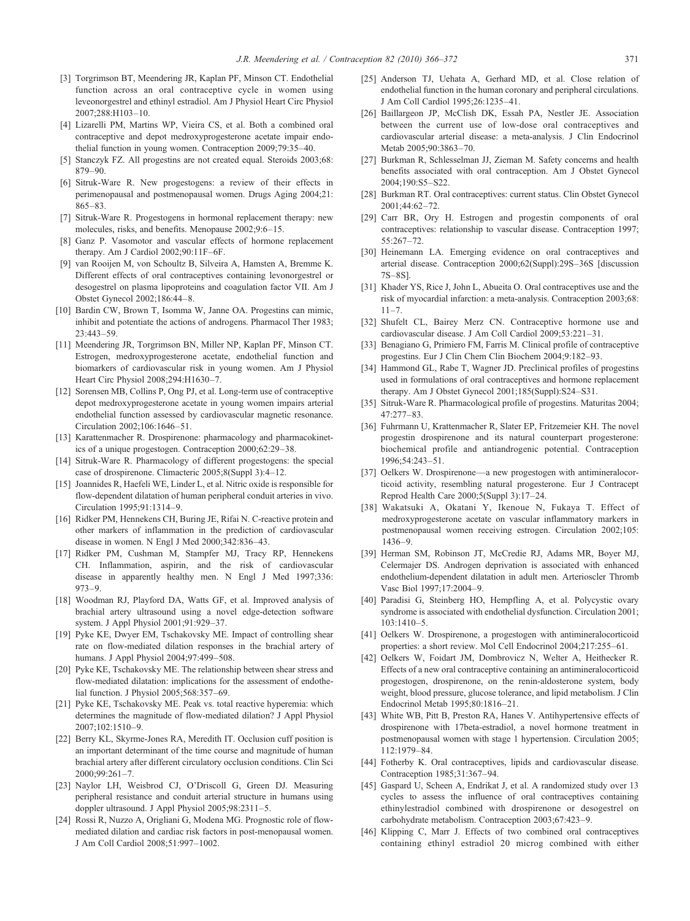[3] Torgrimson BT, Meendering JR, Kaplan PF, Minson CT. Endothelial function across an oral contraceptive cycle in women using leveonorgestrel and ethinyl estradiol. Am J Physiol Heart Circ Physiol 2007;288:H103–10.

[4] Lizarelli PM, Martins WP, Vieira CS, et al. Both a combined oral contraceptive and depot medroxyprogesterone acetate impair endothelial function in young women. Contraception 2009;79:35–40.

[5] Stanczyk FZ. All progestins are not created equal. Steroids 2003;68: 879–90.

[6] Sitruk-Ware R. New progestogens: a review of their effects in perimenopausal and postmenopausal women. Drugs Aging 2004;21: 865–83.

[7] Sitruk-Ware R. Progestogens in hormonal replacement therapy: new molecules, risks, and benefits. Menopause 2002;9:6–15.

[8] Ganz P. Vasomotor and vascular effects of hormone replacement therapy. Am J Cardiol 2002;90:11F–6F.

[9] van Rooijen M, von Schoultz B, Silveira A, Hamsten A, Bremme K. Different effects of oral contraceptives containing levonorgestrel or desogestrel on plasma lipoproteins and coagulation factor VII. Am J Obstet Gynecol 2002;186:44–8.

[10] Bardin CW, Brown T, Isomma W, Janne OA. Progestins can mimic, inhibit and potentiate the actions of androgens. Pharmacol Ther 1983; 23:443–59.

[11] Meendering JR, Torgrimson BN, Miller NP, Kaplan PF, Minson CT. Estrogen, medroxyprogesterone acetate, endothelial function and biomarkers of cardiovascular risk in young women. Am J Physiol Heart Circ Physiol 2008;294:H1630–7.

[12] Sorensen MB, Collins P, Ong PJ, et al. Long-term use of contraceptive depot medroxyprogesterone acetate in young women impairs arterial endothelial function assessed by cardiovascular magnetic resonance. Circulation 2002;106:1646–51.

[13] Karattenmacher R. Drospirenone: pharmacology and pharmacokinetics of a unique progestogen. Contraception 2000;62:29–38.

[14] Sitruk-Ware R. Pharmacology of different progestogens: the special case of drospirenone. Climacteric 2005;8(Suppl 3):4–12.

[15] Joannides R, Haefeli WE, Linder L, et al. Nitric oxide is responsible for flow-dependent dilatation of human peripheral conduit arteries in vivo. Circulation 1995;91:1314–9.

[16] Ridker PM, Hennekens CH, Buring JE, Rifai N. C-reactive protein and other markers of inflammation in the prediction of cardiovascular disease in women. N Engl J Med 2000;342:836–43.

[17] Ridker PM, Cushman M, Stampfer MJ, Tracy RP, Hennekens CH. Inflammation, aspirin, and the risk of cardiovascular disease in apparently healthy men. N Engl J Med 1997;336: 973–9.

[18] Woodman RJ, Playford DA, Watts GF, et al. Improved analysis of brachial artery ultrasound using a novel edge-detection software system. J Appl Physiol 2001;91:929–37.

[19] Pyke KE, Dwyer EM, Tschakovsky ME. Impact of controlling shear rate on flow-mediated dilation responses in the brachial artery of humans. J Appl Physiol 2004;97:499–508.

[20] Pyke KE, Tschakovsky ME. The relationship between shear stress and flow-mediated dilatation: implications for the assessment of endothelial function. J Physiol 2005;568:357–69.

[21] Pyke KE, Tschakovsky ME. Peak vs. total reactive hyperemia: which determines the magnitude of flow-mediated dilation? J Appl Physiol 2007;102:1510–9.

[22] Berry KL, Skyrme-Jones RA, Meredith IT. Occlusion cuff position is an important determinant of the time course and magnitude of human brachial artery after different circulatory occlusion conditions. Clin Sci 2000;99:261–7.

[23] Naylor LH, Weisbrod CJ, O'Driscoll G, Green DJ. Measuring peripheral resistance and conduit arterial structure in humans using doppler ultrasound. J Appl Physiol 2005;98:2311–5.

[24] Rossi R, Nuzzo A, Origliani G, Modena MG. Prognostic role of flow-mediated dilation and cardiac risk factors in post-menopausal women. J Am Coll Cardiol 2008;51:997–1002.

[25] Anderson TJ, Uehata A, Gerhard MD, et al. Close relation of endothelial function in the human coronary and peripheral circulations. J Am Coll Cardiol 1995;26:1235–41.

[26] Baillargeon JP, McClish DK, Essah PA, Nestler JE. Association between the current use of low-dose oral contraceptives and cardiovascular arterial disease: a meta-analysis. J Clin Endocrinol Metab 2005;90:3863–70.

[27] Burkman R, Schlesselman JJ, Zieman M. Safety concerns and health benefits associated with oral contraception. Am J Obstet Gynecol 2004;190:S5–S22.

[28] Burkman RT. Oral contraceptives: current status. Clin Obstet Gynecol 2001;44:62–72.

[29] Carr BR, Ory H. Estrogen and progestin components of oral contraceptives: relationship to vascular disease. Contraception 1997; 55:267–72.

[30] Heinemann LA. Emerging evidence on oral contraceptives and arterial disease. Contraception 2000;62(Suppl):29S–36S [discussion 7S–8S].

[31] Khader YS, Rice J, John L, Abueita O. Oral contraceptives use and the risk of myocardial infarction: a meta-analysis. Contraception 2003;68: 11–7.

[32] Shufelt CL, Bairey Merz CN. Contraceptive hormone use and cardiovascular disease. J Am Coll Cardiol 2009;53:221–31.

[33] Benagiano G, Primiero FM, Farris M. Clinical profile of contraceptive progestins. Eur J Clin Chem Clin Biochem 2004;9:182–93.

[34] Hammond GL, Rabe T, Wagner JD. Preclinical profiles of progestins used in formulations of oral contraceptives and hormone replacement therapy. Am J Obstet Gynecol 2001;185(Suppl):S24–S31.

[35] Sitruk-Ware R. Pharmacological profile of progestins. Maturitas 2004; 47:277–83.

[36] Fuhrmann U, Krattenmacher R, Slater EP, Fritzemeier KH. The novel progestin drospirenone and its natural counterpart progesterone: biochemical profile and antiandrogenic potential. Contraception 1996;54:243–51.

[37] Oelkers W. Drospirenone—a new progestogen with antimineralocorticoid activity, resembling natural progesterone. Eur J Contracept Reprod Health Care 2000;5(Suppl 3):17–24.

[38] Wakatsuki A, Okatani Y, Ikenoue N, Fukaya T. Effect of medroxyprogesterone acetate on vascular inflammatory markers in postmenopausal women receiving estrogen. Circulation 2002;105: 1436–9.

[39] Herman SM, Robinson JT, McCredie RJ, Adams MR, Boyer MJ, Celermajer DS. Androgen deprivation is associated with enhanced endothelium-dependent dilatation in adult men. Arterioscler Thromb Vasc Biol 1997;17:2004–9.

[40] Paradisi G, Steinberg HO, Hempfling A, et al. Polycystic ovary syndrome is associated with endothelial dysfunction. Circulation 2001; 103:1410–5.

[41] Oelkers W. Drospirenone, a progestogen with antimineralocorticoid properties: a short review. Mol Cell Endocrinol 2004;217:255–61.

[42] Oelkers W, Foidart JM, Dombrovicz N, Welter A, Heithecker R. Effects of a new oral contraceptive containing an antimineralocorticoid progestogen, drospirenone, on the renin-aldosterone system, body weight, blood pressure, glucose tolerance, and lipid metabolism. J Clin Endocrinol Metab 1995;80:1816–21.

[43] White WB, Pitt B, Preston RA, Hanes V. Antihypertensive effects of drospirenone with 17beta-estradiol, a novel hormone treatment in postmenopausal women with stage 1 hypertension. Circulation 2005; 112:1979–84.

[44] Fotherby K. Oral contraceptives, lipids and cardiovascular disease. Contraception 1985;31:367–94.

[45] Gaspard U, Scheen A, Endrikat J, et al. A randomized study over 13 cycles to assess the influence of oral contraceptives containing ethinylestradiol combined with drospirenone or desogestrel on carbohydrate metabolism. Contraception 2003;67:423–9.

[46] Klipping C, Marr J. Effects of two combined oral contraceptives containing ethinyl estradiol 20 microg combined with either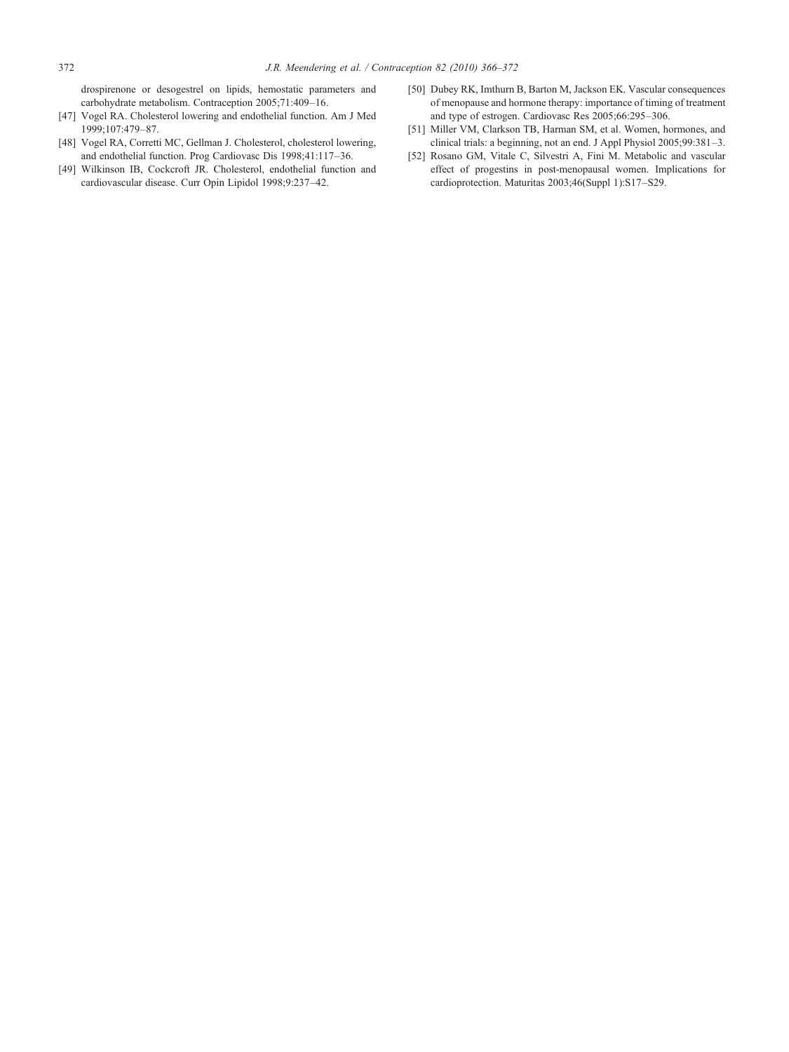drospirenone or desogestrel on lipids, hemostatic parameters and carbohydrate metabolism. Contraception 2005;71:409–16.

[47] Vogel RA. Cholesterol lowering and endothelial function. Am J Med 1999;107:479–87.

[48] Vogel RA, Corretti MC, Gellman J. Cholesterol, cholesterol lowering, and endothelial function. Prog Cardiovasc Dis 1998;41:117–36.

[49] Wilkinson IB, Cockcroft JR. Cholesterol, endothelial function and cardiovascular disease. Curr Opin Lipidol 1998;9:237–42.

[50] Dubey RK, Imthurn B, Barton M, Jackson EK. Vascular consequences of menopause and hormone therapy: importance of timing of treatment and type of estrogen. Cardiovasc Res 2005;66:295–306.

[51] Miller VM, Clarkson TB, Harman SM, et al. Women, hormones, and clinical trials: a beginning, not an end. J Appl Physiol 2005;99:381–3.

[52] Rosano GM, Vitale C, Silvestri A, Fini M. Metabolic and vascular effect of progestins in post-menopausal women. Implications for cardioprotection. Maturitas 2003;46(Suppl 1):S17–S29.